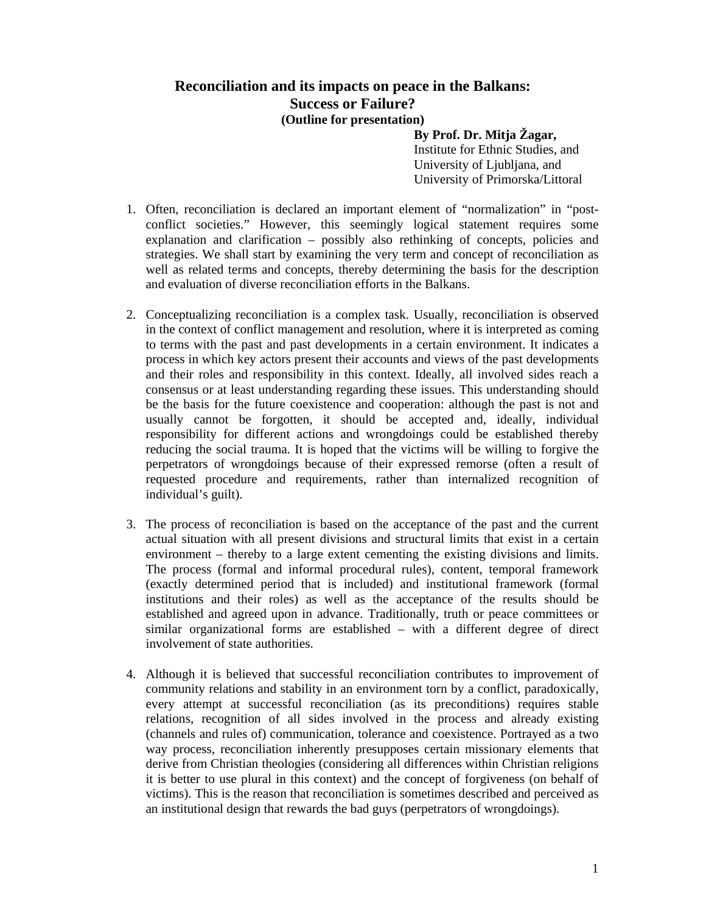# Reconciliation and its impacts on peace in the Balkans: Success or Failure?

**(Outline for presentation)**

**By Prof. Dr. Mitja Žagar,**
Institute for Ethnic Studies, and
University of Ljubljana, and
University of Primorska/Littoral

1. Often, reconciliation is declared an important element of "normalization" in "post-conflict societies." However, this seemingly logical statement requires some explanation and clarification – possibly also rethinking of concepts, policies and strategies. We shall start by examining the very term and concept of reconciliation as well as related terms and concepts, thereby determining the basis for the description and evaluation of diverse reconciliation efforts in the Balkans.

2. Conceptualizing reconciliation is a complex task. Usually, reconciliation is observed in the context of conflict management and resolution, where it is interpreted as coming to terms with the past and past developments in a certain environment. It indicates a process in which key actors present their accounts and views of the past developments and their roles and responsibility in this context. Ideally, all involved sides reach a consensus or at least understanding regarding these issues. This understanding should be the basis for the future coexistence and cooperation: although the past is not and usually cannot be forgotten, it should be accepted and, ideally, individual responsibility for different actions and wrongdoings could be established thereby reducing the social trauma. It is hoped that the victims will be willing to forgive the perpetrators of wrongdoings because of their expressed remorse (often a result of requested procedure and requirements, rather than internalized recognition of individual's guilt).

3. The process of reconciliation is based on the acceptance of the past and the current actual situation with all present divisions and structural limits that exist in a certain environment – thereby to a large extent cementing the existing divisions and limits. The process (formal and informal procedural rules), content, temporal framework (exactly determined period that is included) and institutional framework (formal institutions and their roles) as well as the acceptance of the results should be established and agreed upon in advance. Traditionally, truth or peace committees or similar organizational forms are established – with a different degree of direct involvement of state authorities.

4. Although it is believed that successful reconciliation contributes to improvement of community relations and stability in an environment torn by a conflict, paradoxically, every attempt at successful reconciliation (as its preconditions) requires stable relations, recognition of all sides involved in the process and already existing (channels and rules of) communication, tolerance and coexistence. Portrayed as a two way process, reconciliation inherently presupposes certain missionary elements that derive from Christian theologies (considering all differences within Christian religions it is better to use plural in this context) and the concept of forgiveness (on behalf of victims). This is the reason that reconciliation is sometimes described and perceived as an institutional design that rewards the bad guys (perpetrators of wrongdoings).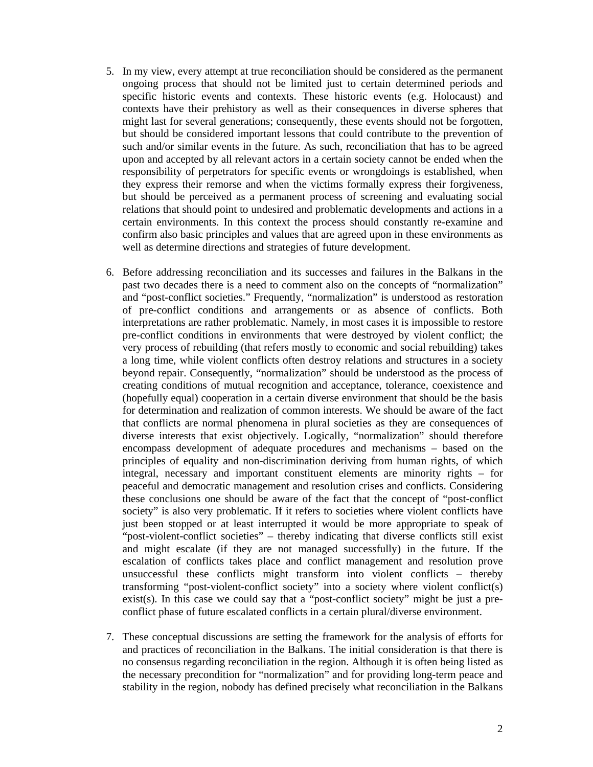5. In my view, every attempt at true reconciliation should be considered as the permanent ongoing process that should not be limited just to certain determined periods and specific historic events and contexts. These historic events (e.g. Holocaust) and contexts have their prehistory as well as their consequences in diverse spheres that might last for several generations; consequently, these events should not be forgotten, but should be considered important lessons that could contribute to the prevention of such and/or similar events in the future. As such, reconciliation that has to be agreed upon and accepted by all relevant actors in a certain society cannot be ended when the responsibility of perpetrators for specific events or wrongdoings is established, when they express their remorse and when the victims formally express their forgiveness, but should be perceived as a permanent process of screening and evaluating social relations that should point to undesired and problematic developments and actions in a certain environments. In this context the process should constantly re-examine and confirm also basic principles and values that are agreed upon in these environments as well as determine directions and strategies of future development.

6. Before addressing reconciliation and its successes and failures in the Balkans in the past two decades there is a need to comment also on the concepts of "normalization" and "post-conflict societies." Frequently, "normalization" is understood as restoration of pre-conflict conditions and arrangements or as absence of conflicts. Both interpretations are rather problematic. Namely, in most cases it is impossible to restore pre-conflict conditions in environments that were destroyed by violent conflict; the very process of rebuilding (that refers mostly to economic and social rebuilding) takes a long time, while violent conflicts often destroy relations and structures in a society beyond repair. Consequently, "normalization" should be understood as the process of creating conditions of mutual recognition and acceptance, tolerance, coexistence and (hopefully equal) cooperation in a certain diverse environment that should be the basis for determination and realization of common interests. We should be aware of the fact that conflicts are normal phenomena in plural societies as they are consequences of diverse interests that exist objectively. Logically, "normalization" should therefore encompass development of adequate procedures and mechanisms – based on the principles of equality and non-discrimination deriving from human rights, of which integral, necessary and important constituent elements are minority rights – for peaceful and democratic management and resolution crises and conflicts. Considering these conclusions one should be aware of the fact that the concept of "post-conflict society" is also very problematic. If it refers to societies where violent conflicts have just been stopped or at least interrupted it would be more appropriate to speak of "post-violent-conflict societies" – thereby indicating that diverse conflicts still exist and might escalate (if they are not managed successfully) in the future. If the escalation of conflicts takes place and conflict management and resolution prove unsuccessful these conflicts might transform into violent conflicts – thereby transforming "post-violent-conflict society" into a society where violent conflict(s) exist(s). In this case we could say that a "post-conflict society" might be just a pre-conflict phase of future escalated conflicts in a certain plural/diverse environment.

7. These conceptual discussions are setting the framework for the analysis of efforts for and practices of reconciliation in the Balkans. The initial consideration is that there is no consensus regarding reconciliation in the region. Although it is often being listed as the necessary precondition for "normalization" and for providing long-term peace and stability in the region, nobody has defined precisely what reconciliation in the Balkans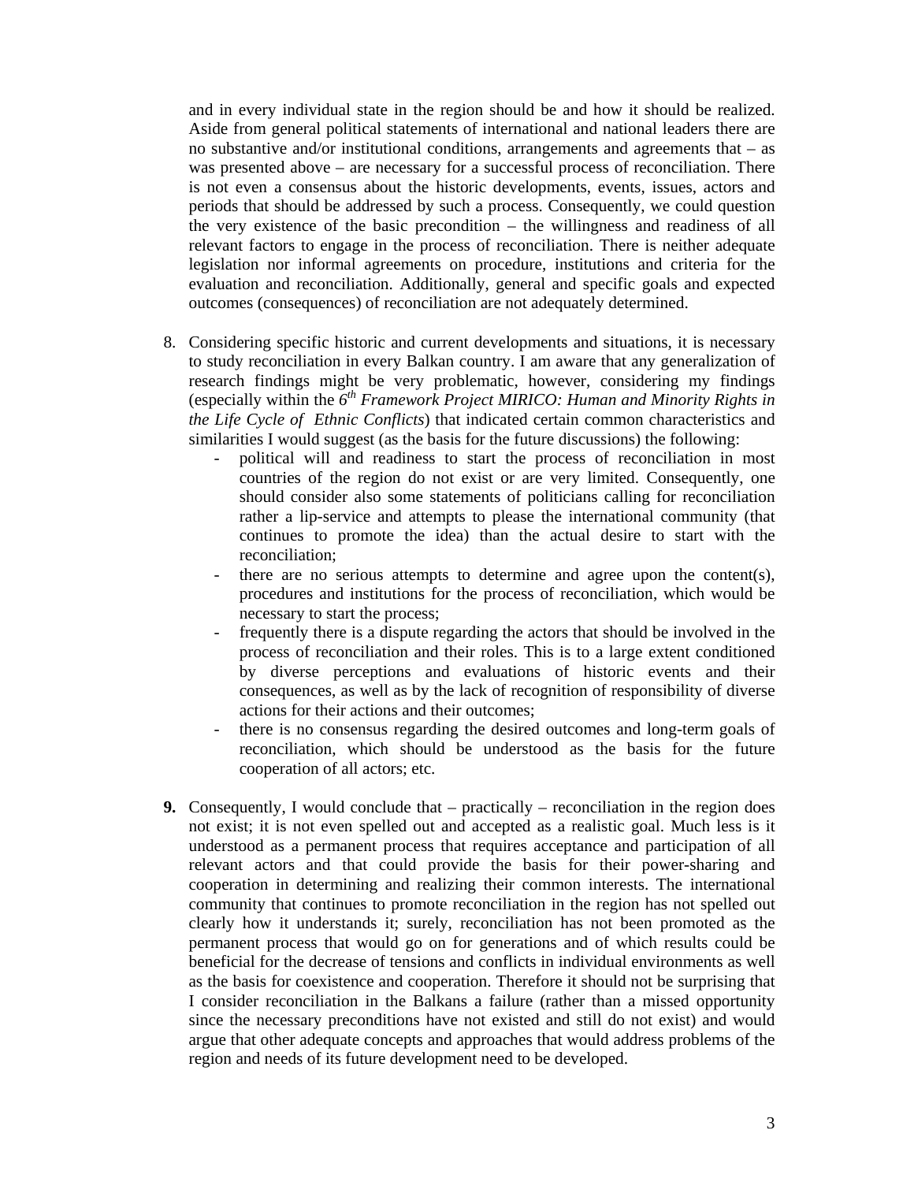and in every individual state in the region should be and how it should be realized. Aside from general political statements of international and national leaders there are no substantive and/or institutional conditions, arrangements and agreements that – as was presented above – are necessary for a successful process of reconciliation. There is not even a consensus about the historic developments, events, issues, actors and periods that should be addressed by such a process. Consequently, we could question the very existence of the basic precondition – the willingness and readiness of all relevant factors to engage in the process of reconciliation. There is neither adequate legislation nor informal agreements on procedure, institutions and criteria for the evaluation and reconciliation. Additionally, general and specific goals and expected outcomes (consequences) of reconciliation are not adequately determined.

8. Considering specific historic and current developments and situations, it is necessary to study reconciliation in every Balkan country. I am aware that any generalization of research findings might be very problematic, however, considering my findings (especially within the *6th Framework Project MIRICO: Human and Minority Rights in the Life Cycle of Ethnic Conflicts*) that indicated certain common characteristics and similarities I would suggest (as the basis for the future discussions) the following:
   - political will and readiness to start the process of reconciliation in most countries of the region do not exist or are very limited. Consequently, one should consider also some statements of politicians calling for reconciliation rather a lip-service and attempts to please the international community (that continues to promote the idea) than the actual desire to start with the reconciliation;
   - there are no serious attempts to determine and agree upon the content(s), procedures and institutions for the process of reconciliation, which would be necessary to start the process;
   - frequently there is a dispute regarding the actors that should be involved in the process of reconciliation and their roles. This is to a large extent conditioned by diverse perceptions and evaluations of historic events and their consequences, as well as by the lack of recognition of responsibility of diverse actions for their actions and their outcomes;
   - there is no consensus regarding the desired outcomes and long-term goals of reconciliation, which should be understood as the basis for the future cooperation of all actors; etc.

**9.** Consequently, I would conclude that – practically – reconciliation in the region does not exist; it is not even spelled out and accepted as a realistic goal. Much less is it understood as a permanent process that requires acceptance and participation of all relevant actors and that could provide the basis for their power-sharing and cooperation in determining and realizing their common interests. The international community that continues to promote reconciliation in the region has not spelled out clearly how it understands it; surely, reconciliation has not been promoted as the permanent process that would go on for generations and of which results could be beneficial for the decrease of tensions and conflicts in individual environments as well as the basis for coexistence and cooperation. Therefore it should not be surprising that I consider reconciliation in the Balkans a failure (rather than a missed opportunity since the necessary preconditions have not existed and still do not exist) and would argue that other adequate concepts and approaches that would address problems of the region and needs of its future development need to be developed.